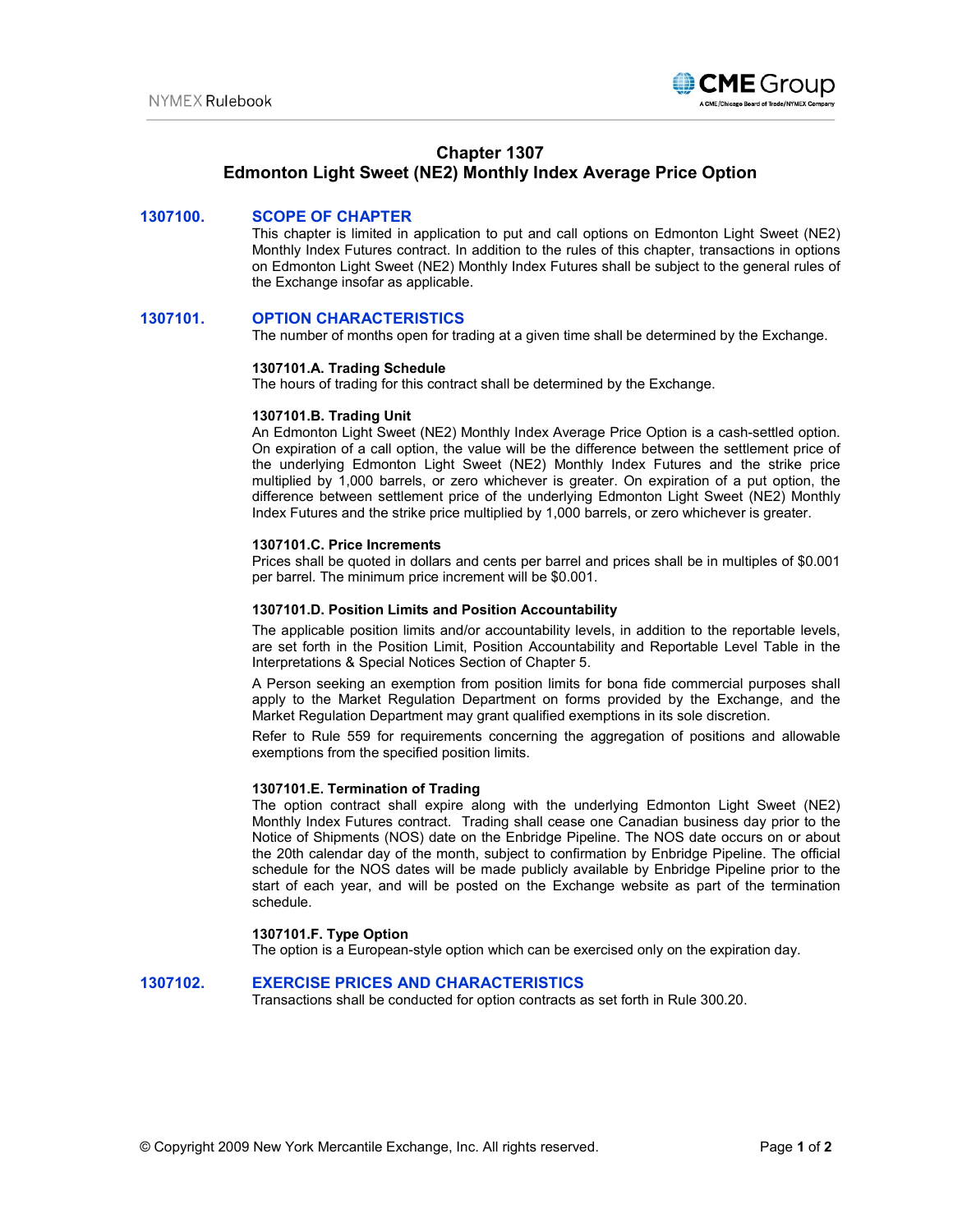# Chapter 1307
# Edmonton Light Sweet (NE2) Monthly Index Average Price Option

## 1307100. SCOPE OF CHAPTER

This chapter is limited in application to put and call options on Edmonton Light Sweet (NE2) Monthly Index Futures contract. In addition to the rules of this chapter, transactions in options on Edmonton Light Sweet (NE2) Monthly Index Futures shall be subject to the general rules of the Exchange insofar as applicable.

## 1307101. OPTION CHARACTERISTICS

The number of months open for trading at a given time shall be determined by the Exchange.

### 1307101.A. Trading Schedule

The hours of trading for this contract shall be determined by the Exchange.

### 1307101.B. Trading Unit

An Edmonton Light Sweet (NE2) Monthly Index Average Price Option is a cash-settled option. On expiration of a call option, the value will be the difference between the settlement price of the underlying Edmonton Light Sweet (NE2) Monthly Index Futures and the strike price multiplied by 1,000 barrels, or zero whichever is greater. On expiration of a put option, the difference between settlement price of the underlying Edmonton Light Sweet (NE2) Monthly Index Futures and the strike price multiplied by 1,000 barrels, or zero whichever is greater.

### 1307101.C. Price Increments

Prices shall be quoted in dollars and cents per barrel and prices shall be in multiples of $0.001 per barrel. The minimum price increment will be $0.001.

### 1307101.D. Position Limits and Position Accountability

The applicable position limits and/or accountability levels, in addition to the reportable levels, are set forth in the Position Limit, Position Accountability and Reportable Level Table in the Interpretations & Special Notices Section of Chapter 5.

A Person seeking an exemption from position limits for bona fide commercial purposes shall apply to the Market Regulation Department on forms provided by the Exchange, and the Market Regulation Department may grant qualified exemptions in its sole discretion.

Refer to Rule 559 for requirements concerning the aggregation of positions and allowable exemptions from the specified position limits.

### 1307101.E. Termination of Trading

The option contract shall expire along with the underlying Edmonton Light Sweet (NE2) Monthly Index Futures contract. Trading shall cease one Canadian business day prior to the Notice of Shipments (NOS) date on the Enbridge Pipeline. The NOS date occurs on or about the 20th calendar day of the month, subject to confirmation by Enbridge Pipeline. The official schedule for the NOS dates will be made publicly available by Enbridge Pipeline prior to the start of each year, and will be posted on the Exchange website as part of the termination schedule.

### 1307101.F. Type Option

The option is a European-style option which can be exercised only on the expiration day.

## 1307102. EXERCISE PRICES AND CHARACTERISTICS

Transactions shall be conducted for option contracts as set forth in Rule 300.20.